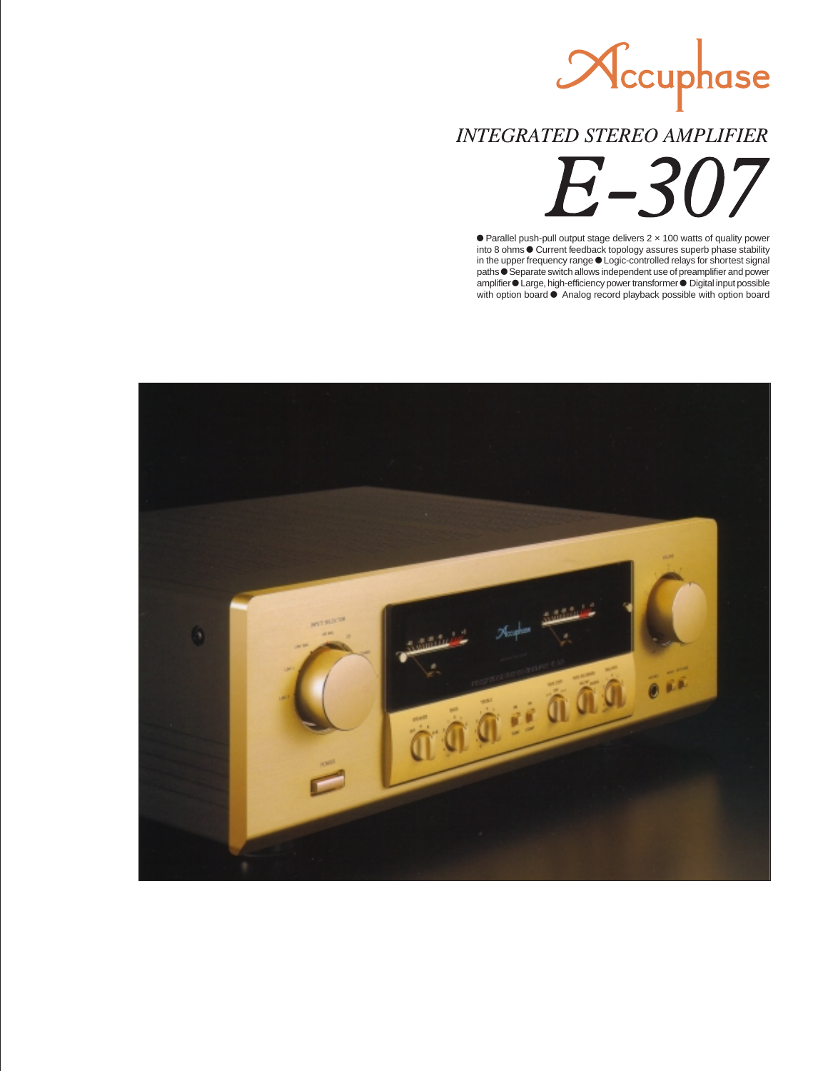Accuphase

*INTEGRATED STEREO AMPLIFIER*

# *E-307*

● Parallel push-pull output stage delivers 2 × 100 watts of quality power into 8 ohms ● Current feedback topology assures superb phase stability in the upper frequency range ● Logic-controlled relays for shortest signal paths ● Separate switch allows independent use of preamplifier and power amplifier ● Large, high-efficiency power transformer ● Digital input possible with option board ● Analog record playback possible with option board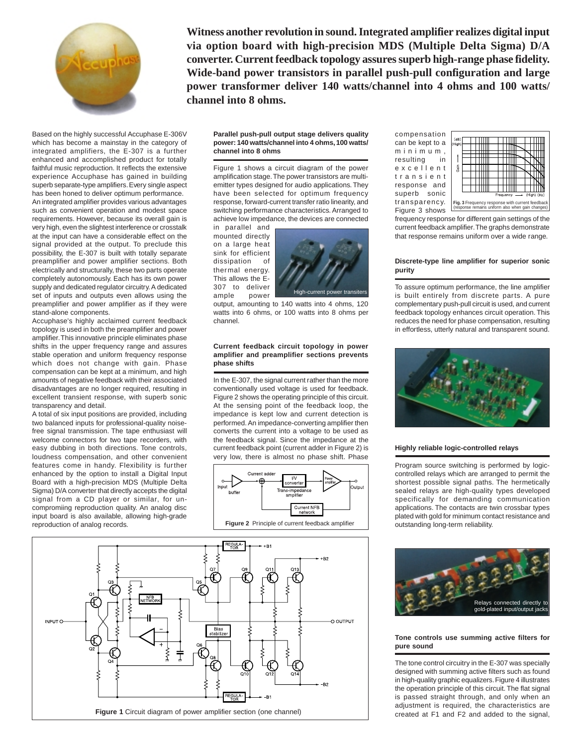**Witness another revolution in sound. Integrated amplifier realizes digital input via option board with high-precision MDS (Multiple Delta Sigma) D/A converter. Current feedback topology assures superb high-range phase fidelity. Wide-band power transistors in parallel push-pull configuration and large power transformer deliver 140 watts/channel into 4 ohms and 100 watts/channel into 8 ohms.**

Based on the highly successful Accuphase E-306V which has become a mainstay in the category of integrated amplifiers, the E-307 is a further enhanced and accomplished product for totally faithful music reproduction. It reflects the extensive experience Accuphase has gained in building superb separate-type amplifiers. Every single aspect has been honed to deliver optimum performance.

An integrated amplifier provides various advantages such as convenient operation and modest space requirements. However, because its overall gain is very high, even the slightest interference or crosstalk at the input can have a considerable effect on the signal provided at the output. To preclude this possibility, the E-307 is built with totally separate preamplifier and power amplifier sections. Both electrically and structurally, these two parts operate completely autonomously. Each has its own power supply and dedicated regulator circuitry. A dedicated set of inputs and outputs even allows using the preamplifier and power amplifier as if they were stand-alone components.

Accuphase's highly acclaimed current feedback topology is used in both the preamplifier and power amplifier. This innovative principle eliminates phase shifts in the upper frequency range and assures stable operation and uniform frequency response which does not change with gain. Phase compensation can be kept at a minimum, and high amounts of negative feedback with their associated disadvantages are no longer required, resulting in excellent transient response, with superb sonic transparency and detail.

A total of six input positions are provided, including two balanced inputs for professional-quality noise-free signal transmission. The tape enthusiast will welcome connectors for two tape recorders, with easy dubbing in both directions. Tone controls, loudness compensation, and other convenient features come in handy. Flexibility is further enhanced by the option to install a Digital Input Board with a high-precision MDS (Multiple Delta Sigma) D/A converter that directly accepts the digital signal from a CD player or similar, for uncompromiing reproduction quality. An analog disc input board is also available, allowing high-grade reproduction of analog records.

### Parallel push-pull output stage delivers quality power: 140 watts/channel into 4 ohms, 100 watts/channel into 8 ohms

Figure 1 shows a circuit diagram of the power amplification stage. The power transistors are multi-emitter types designed for audio applications. They have been selected for optimum frequency response, forward-current transfer ratio linearity, and switching performance characteristics. Arranged to achieve low impedance, the devices are connected in parallel and mounted directly on a large heat sink for efficient dissipation of thermal energy. This allows the E-307 to deliver ample power output, amounting to 140 watts into 4 ohms, 120 watts into 6 ohms, or 100 watts into 8 ohms per channel.

High-current power transiters

### Current feedback circuit topology in power amplifier and preamplifier sections prevents phase shifts

In the E-307, the signal current rather than the more conventionally used voltage is used for feedback. Figure 2 shows the operating principle of this circuit. At the sensing point of the feedback loop, the impedance is kept low and current detection is performed. An impedance-converting amplifier then converts the current into a voltage to be used as the feedback signal. Since the impedance at the current feedback point (current adder in Figure 2) is very low, there is almost no phase shift. Phase compensation can be kept to a minimum, resulting in excellent transient response and superb sonic transparency. Figure 3 shows frequency response for different gain settings of the current feedback amplifier. The graphs demonstrate that response remains uniform over a wide range.

**Figure 2** Principle of current feedback amplifier

**Fig. 3** Frequency response with current feedback (response remains uniform also when gain changes)

**Figure 1** Circuit diagram of power amplifier section (one channel)

### Discrete-type line amplifier for superior sonic purity

To assure optimum performance, the line amplifier is built entirely from discrete parts. A pure complementary push-pull circuit is used, and current feedback topology enhances circuit operation. This reduces the need for phase compensation, resulting in effortless, utterly natural and transparent sound.

### Highly reliable logic-controlled relays

Program source switching is performed by logic-controlled relays which are arranged to permit the shortest possible signal paths. The hermetically sealed relays are high-quality types developed specifically for demanding communication applications. The contacts are twin crossbar types plated with gold for minimum contact resistance and outstanding long-term reliability.

Relays connected directly to gold-plated input/output jacks

### Tone controls use summing active filters for pure sound

The tone control circuitry in the E-307 was specially designed with summing active filters such as found in high-quality graphic equalizers. Figure 4 illustrates the operation principle of this circuit. The flat signal is passed straight through, and only when an adjustment is required, the characteristics are created at F1 and F2 and added to the signal,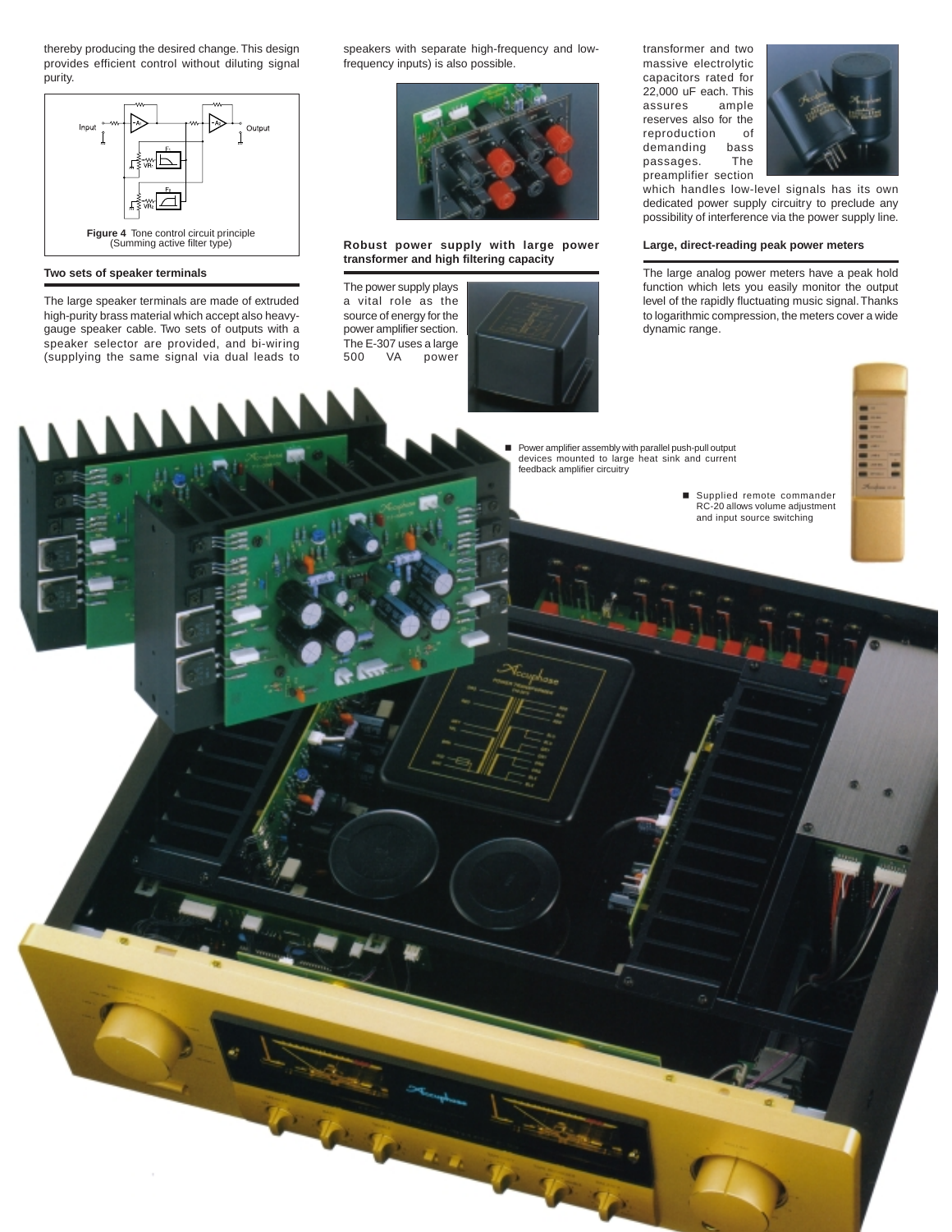thereby producing the desired change. This design provides efficient control without diluting signal purity.

**Figure 4** Tone control circuit principle (Summing active filter type)

### Two sets of speaker terminals

The large speaker terminals are made of extruded high-purity brass material which accept also heavy-gauge speaker cable. Two sets of outputs with a speaker selector are provided, and bi-wiring (supplying the same signal via dual leads to speakers with separate high-frequency and low-frequency inputs) is also possible.

### Robust power supply with large power transformer and high filtering capacity

The power supply plays a vital role as the source of energy for the power amplifier section. The E-307 uses a large 500 VA power transformer and two massive electrolytic capacitors rated for 22,000 uF each. This assures ample reserves also for the reproduction of demanding bass passages. The preamplifier section which handles low-level signals has its own dedicated power supply circuitry to preclude any possibility of interference via the power supply line.

### Large, direct-reading peak power meters

The large analog power meters have a peak hold function which lets you easily monitor the output level of the rapidly fluctuating music signal. Thanks to logarithmic compression, the meters cover a wide dynamic range.

- Power amplifier assembly with parallel push-pull output devices mounted to large heat sink and current feedback amplifier circuitry

- Supplied remote commander RC-20 allows volume adjustment and input source switching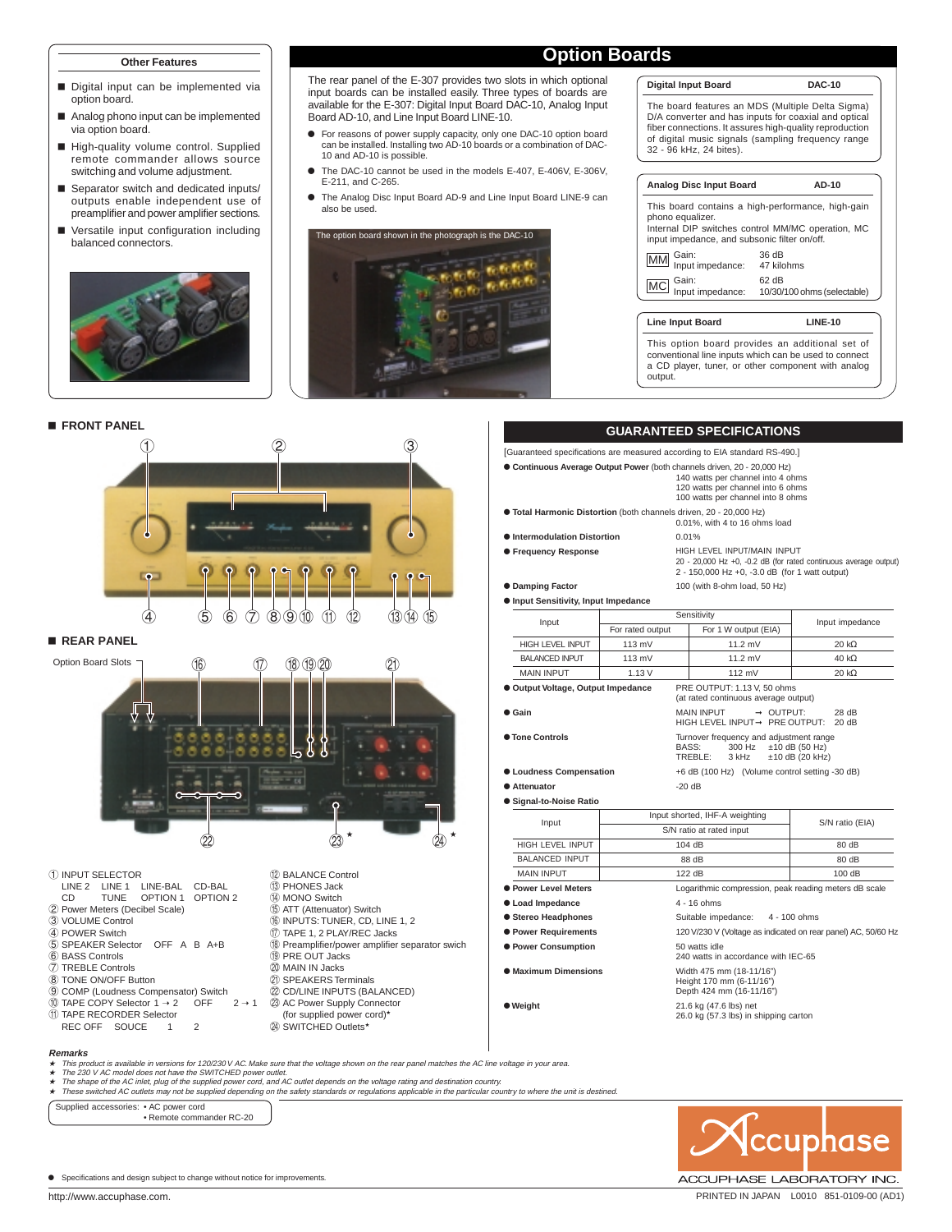### Other Features

- Digital input can be implemented via option board.
- Analog phono input can be implemented via option board.
- High-quality volume control. Supplied remote commander allows source switching and volume adjustment.
- Separator switch and dedicated inputs/outputs enable independent use of preamplifier and power amplifier sections.
- Versatile input configuration including balanced connectors.

## Option Boards

The rear panel of the E-307 provides two slots in which optional input boards can be installed easily. Three types of boards are available for the E-307: Digital Input Board DAC-10, Analog Input Board AD-10, and Line Input Board LINE-10.

- For reasons of power supply capacity, only one DAC-10 option board can be installed. Installing two AD-10 boards or a combination of DAC-10 and AD-10 is possible.
- The DAC-10 cannot be used in the models E-407, E-406V, E-306V, E-211, and C-265.
- The Analog Disc Input Board AD-9 and Line Input Board LINE-9 can also be used.

The option board shown in the photograph is the DAC-10

**Digital Input Board — DAC-10**

The board features an MDS (Multiple Delta Sigma) D/A converter and has inputs for coaxial and optical fiber connections. It assures high-quality reproduction of digital music signals (sampling frequency range 32 - 96 kHz, 24 bites).

**Analog Disc Input Board — AD-10**

This board contains a high-performance, high-gain phono equalizer.
Internal DIP switches control MM/MC operation, MC input impedance, and subsonic filter on/off.

MM — Gain: 36 dB; Input impedance: 47 kilohms
MC — Gain: 62 dB; Input impedance: 10/30/100 ohms (selectable)

**Line Input Board — LINE-10**

This option board provides an additional set of conventional line inputs which can be used to connect a CD player, tuner, or other component with analog output.

### ■ FRONT PANEL

### ■ REAR PANEL

Option Board Slots

1. INPUT SELECTOR
   LINE 2 LINE 1 LINE-BAL CD-BAL
   CD TUNE OPTION 1 OPTION 2
2. Power Meters (Decibel Scale)
3. VOLUME Control
4. POWER Switch
5. SPEAKER Selector OFF A B A+B
6. BASS Controls
7. TREBLE Controls
8. TONE ON/OFF Button
9. COMP (Loudness Compensator) Switch
10. TAPE COPY Selector 1 → 2 OFF 2 → 1
11. TAPE RECORDER Selector
    REC OFF SOUCE 1 2
12. BALANCE Control
13. PHONES Jack
14. MONO Switch
15. ATT (Attenuator) Switch
16. INPUTS: TUNER, CD, LINE 1, 2
17. TAPE 1, 2 PLAY/REC Jacks
18. Preamplifier/power amplifier separator swich
19. PRE OUT Jacks
20. MAIN IN Jacks
21. SPEAKERS Terminals
22. CD/LINE INPUTS (BALANCED)
23. AC Power Supply Connector (for supplied power cord)*
24. SWITCHED Outlets*

## GUARANTEED SPECIFICATIONS

[Guaranteed specifications are measured according to EIA standard RS-490.]

- **Continuous Average Output Power** (both channels driven, 20 - 20,000 Hz)
  140 watts per channel into 4 ohms
  120 watts per channel into 6 ohms
  100 watts per channel into 8 ohms
- **Total Harmonic Distortion** (both channels driven, 20 - 20,000 Hz)
  0.01%, with 4 to 16 ohms load
- **Intermodulation Distortion** 0.01%
- **Frequency Response** HIGH LEVEL INPUT/MAIN INPUT
  20 - 20,000 Hz +0, -0.2 dB (for rated continuous average output)
  2 - 150,000 Hz +0, -3.0 dB (for 1 watt output)
- **Damping Factor** 100 (with 8-ohm load, 50 Hz)
- **Input Sensitivity, Input Impedance**

| Input | Sensitivity | | Input impedance |
|---|---|---|---|
| | For rated output | For 1 W output (EIA) | |
| HIGH LEVEL INPUT | 113 mV | 11.2 mV | 20 kΩ |
| BALANCED INPUT | 113 mV | 11.2 mV | 40 kΩ |
| MAIN INPUT | 1.13 V | 112 mV | 20 kΩ |

- **Output Voltage, Output Impedance** PRE OUTPUT: 1.13 V, 50 ohms (at rated continuous average output)
- **Gain** MAIN INPUT → OUTPUT: 28 dB; HIGH LEVEL INPUT → PRE OUTPUT: 20 dB
- **Tone Controls** Turnover frequency and adjustment range
  BASS: 300 Hz ±10 dB (50 Hz)
  TREBLE: 3 kHz ±10 dB (20 kHz)
- **Loudness Compensation** +6 dB (100 Hz) (Volume control setting -30 dB)
- **Attenuator** -20 dB
- **Signal-to-Noise Ratio**

| Input | Input shorted, IHF-A weighting | S/N ratio (EIA) |
|---|---|---|
| | S/N ratio at rated input | |
| HIGH LEVEL INPUT | 104 dB | 80 dB |
| BALANCED INPUT | 88 dB | 80 dB |
| MAIN INPUT | 122 dB | 100 dB |

- **Power Level Meters** Logarithmic compression, peak reading meters dB scale
- **Load Impedance** 4 - 16 ohms
- **Stereo Headphones** Suitable impedance: 4 - 100 ohms
- **Power Requirements** 120 V/230 V (Voltage as indicated on rear panel) AC, 50/60 Hz
- **Power Consumption** 50 watts idle; 240 watts in accordance with IEC-65
- **Maximum Dimensions** Width 475 mm (18-11/16"), Height 170 mm (6-11/16"), Depth 424 mm (16-11/16")
- **Weight** 21.6 kg (47.6 lbs) net; 26.0 kg (57.3 lbs) in shipping carton

***Remarks***

★ *This product is available in versions for 120/230 V AC. Make sure that the voltage shown on the rear panel matches the AC line voltage in your area.*
★ *The 230 V AC model does not have the SWITCHED power outlet.*
★ *The shape of the AC inlet, plug of the supplied power cord, and AC outlet depends on the voltage rating and destination country.*
★ *These switched AC outlets may not be supplied depending on the safety standards or regulations applicable in the particular country to where the unit is destined.*

Supplied accessories: • AC power cord
• Remote commander RC-20

- Specifications and design subject to change without notice for improvements.

Accuphase
ACCUPHASE LABORATORY INC.

http://www.accuphase.com.

PRINTED IN JAPAN L0010 851-0109-00 (AD1)